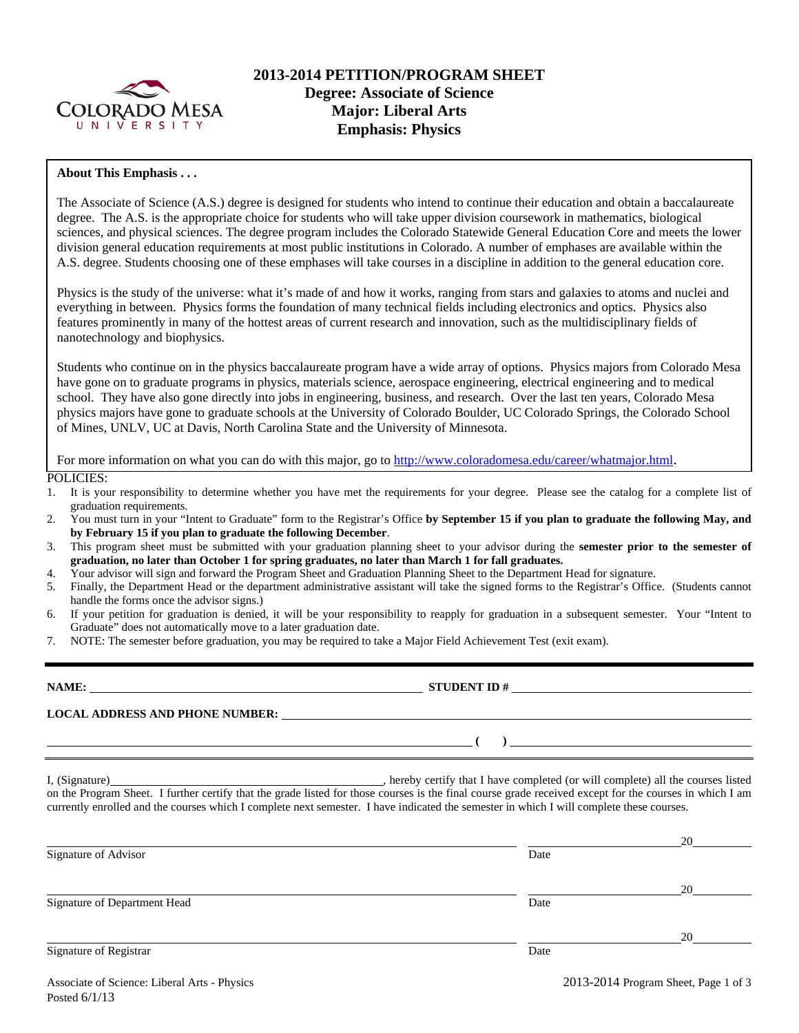# 2013-2014 PETITION/PROGRAM SHEET
## Degree: Associate of Science
## Major: Liberal Arts
## Emphasis: Physics

**About This Emphasis . . .**

The Associate of Science (A.S.) degree is designed for students who intend to continue their education and obtain a baccalaureate degree. The A.S. is the appropriate choice for students who will take upper division coursework in mathematics, biological sciences, and physical sciences. The degree program includes the Colorado Statewide General Education Core and meets the lower division general education requirements at most public institutions in Colorado. A number of emphases are available within the A.S. degree. Students choosing one of these emphases will take courses in a discipline in addition to the general education core.

Physics is the study of the universe: what it's made of and how it works, ranging from stars and galaxies to atoms and nuclei and everything in between. Physics forms the foundation of many technical fields including electronics and optics. Physics also features prominently in many of the hottest areas of current research and innovation, such as the multidisciplinary fields of nanotechnology and biophysics.

Students who continue on in the physics baccalaureate program have a wide array of options. Physics majors from Colorado Mesa have gone on to graduate programs in physics, materials science, aerospace engineering, electrical engineering and to medical school. They have also gone directly into jobs in engineering, business, and research. Over the last ten years, Colorado Mesa physics majors have gone to graduate schools at the University of Colorado Boulder, UC Colorado Springs, the Colorado School of Mines, UNLV, UC at Davis, North Carolina State and the University of Minnesota.

For more information on what you can do with this major, go to http://www.coloradomesa.edu/career/whatmajor.html.

POLICIES:

1. It is your responsibility to determine whether you have met the requirements for your degree. Please see the catalog for a complete list of graduation requirements.
2. You must turn in your "Intent to Graduate" form to the Registrar's Office **by September 15 if you plan to graduate the following May, and by February 15 if you plan to graduate the following December**.
3. This program sheet must be submitted with your graduation planning sheet to your advisor during the **semester prior to the semester of graduation, no later than October 1 for spring graduates, no later than March 1 for fall graduates.**
4. Your advisor will sign and forward the Program Sheet and Graduation Planning Sheet to the Department Head for signature.
5. Finally, the Department Head or the department administrative assistant will take the signed forms to the Registrar's Office. (Students cannot handle the forms once the advisor signs.)
6. If your petition for graduation is denied, it will be your responsibility to reapply for graduation in a subsequent semester. Your "Intent to Graduate" does not automatically move to a later graduation date.
7. NOTE: The semester before graduation, you may be required to take a Major Field Achievement Test (exit exam).

**NAME:** ______________________ **STUDENT ID #** ______________________

**LOCAL ADDRESS AND PHONE NUMBER:** ______________________

______________________ **( )** ______________________

I, (Signature)______________________, hereby certify that I have completed (or will complete) all the courses listed on the Program Sheet. I further certify that the grade listed for those courses is the final course grade received except for the courses in which I am currently enrolled and the courses which I complete next semester. I have indicated the semester in which I will complete these courses.

______________________ ______________ 20______
Signature of Advisor Date

______________________ ______________ 20______
Signature of Department Head Date

______________________ ______________ 20______
Signature of Registrar Date

Associate of Science: Liberal Arts - Physics
Posted 6/1/13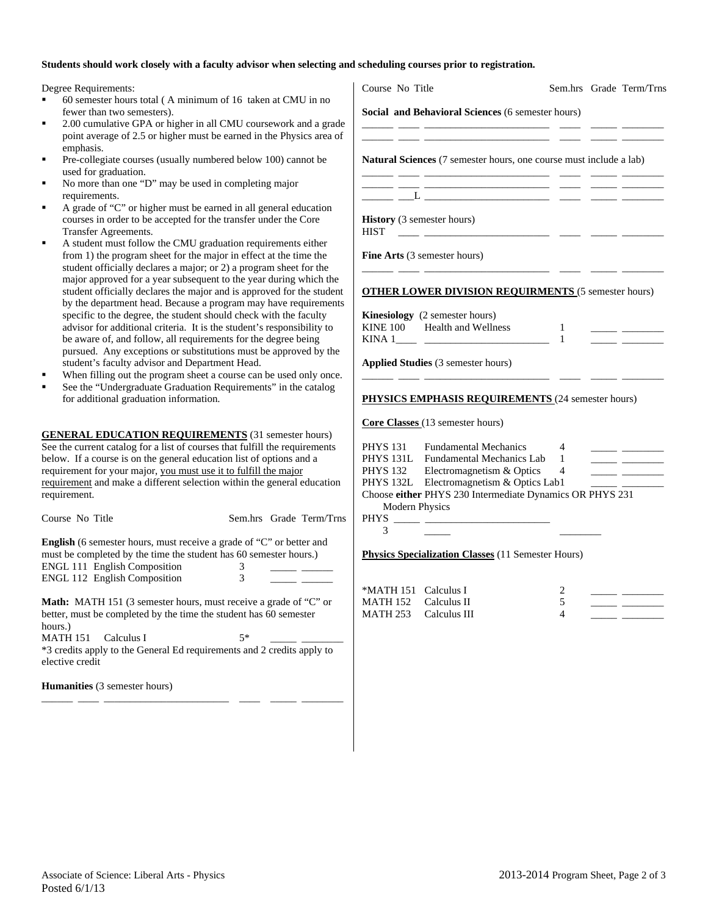**Students should work closely with a faculty advisor when selecting and scheduling courses prior to registration.**

Degree Requirements:

- 60 semester hours total ( A minimum of 16 taken at CMU in no fewer than two semesters).
- 2.00 cumulative GPA or higher in all CMU coursework and a grade point average of 2.5 or higher must be earned in the Physics area of emphasis.
- Pre-collegiate courses (usually numbered below 100) cannot be used for graduation.
- No more than one "D" may be used in completing major requirements.
- A grade of "C" or higher must be earned in all general education courses in order to be accepted for the transfer under the Core Transfer Agreements.
- A student must follow the CMU graduation requirements either from 1) the program sheet for the major in effect at the time the student officially declares a major; or 2) a program sheet for the major approved for a year subsequent to the year during which the student officially declares the major and is approved for the student by the department head. Because a program may have requirements specific to the degree, the student should check with the faculty advisor for additional criteria. It is the student's responsibility to be aware of, and follow, all requirements for the degree being pursued. Any exceptions or substitutions must be approved by the student's faculty advisor and Department Head.
- When filling out the program sheet a course can be used only once.
- See the "Undergraduate Graduation Requirements" in the catalog for additional graduation information.

**GENERAL EDUCATION REQUIREMENTS** (31 semester hours) See the current catalog for a list of courses that fulfill the requirements below. If a course is on the general education list of options and a requirement for your major, you must use it to fulfill the major requirement and make a different selection within the general education requirement.

Course No Title | Sem.hrs | Grade | Term/Trns

**English** (6 semester hours, must receive a grade of "C" or better and must be completed by the time the student has 60 semester hours.)

| Course No | Title | Sem.hrs | Grade | Term/Trns |
|---|---|---|---|---|
| ENGL 111 | English Composition | 3 | _____ | _____ |
| ENGL 112 | English Composition | 3 | _____ | _____ |

**Math:** MATH 151 (3 semester hours, must receive a grade of "C" or better, must be completed by the time the student has 60 semester hours.)

| Course No | Title | Sem.hrs | Grade | Term/Trns |
|---|---|---|---|---|
| MATH 151 | Calculus I | 5* | _____ | _____ |

*3 credits apply to the General Ed requirements and 2 credits apply to elective credit

**Humanities** (3 semester hours)

______ ____ ________________________ ____ _____ ________

**Social and Behavioral Sciences** (6 semester hours)

______ ____ ________________________ ____ _____ ________
______ ____ ________________________ ____ _____ ________

**Natural Sciences** (7 semester hours, one course must include a lab)

______ ____ ________________________ ____ _____ ________
______ ____ ________________________ ____ _____ ________
______ ___L ________________________ ____ _____ ________

**History** (3 semester hours)

HIST ____ ________________________ ____ _____ ________

**Fine Arts** (3 semester hours)

______ ____ ________________________ ____ _____ ________

**OTHER LOWER DIVISION REQUIRMENTS** (5 semester hours)

**Kinesiology** (2 semester hours)

| Course No | Title | Sem.hrs | Grade | Term/Trns |
|---|---|---|---|---|
| KINE 100 | Health and Wellness | 1 | _____ | _____ |
| KINA 1____ | ________________________ | 1 | _____ | _____ |

**Applied Studies** (3 semester hours)

______ ____ ________________________ ____ _____ ________

**PHYSICS EMPHASIS REQUIREMENTS** (24 semester hours)

**Core Classes** (13 semester hours)

| Course No | Title | Sem.hrs | Grade | Term/Trns |
|---|---|---|---|---|
| PHYS 131 | Fundamental Mechanics | 4 | _____ | _____ |
| PHYS 131L | Fundamental Mechanics Lab | 1 | _____ | _____ |
| PHYS 132 | Electromagnetism & Optics | 4 | _____ | _____ |
| PHYS 132L | Electromagnetism & Optics Lab | 1 | _____ | _____ |

Choose **either** PHYS 230 Intermediate Dynamics OR PHYS 231 Modern Physics

PHYS _____ ________________________ 3 _____ ________

**Physics Specialization Classes** (11 Semester Hours)

| Course No | Title | Sem.hrs | Grade | Term/Trns |
|---|---|---|---|---|
| *MATH 151 | Calculus I | 2 | _____ | _____ |
| MATH 152 | Calculus II | 5 | _____ | _____ |
| MATH 253 | Calculus III | 4 | _____ | _____ |

Associate of Science: Liberal Arts - Physics
Posted 6/1/13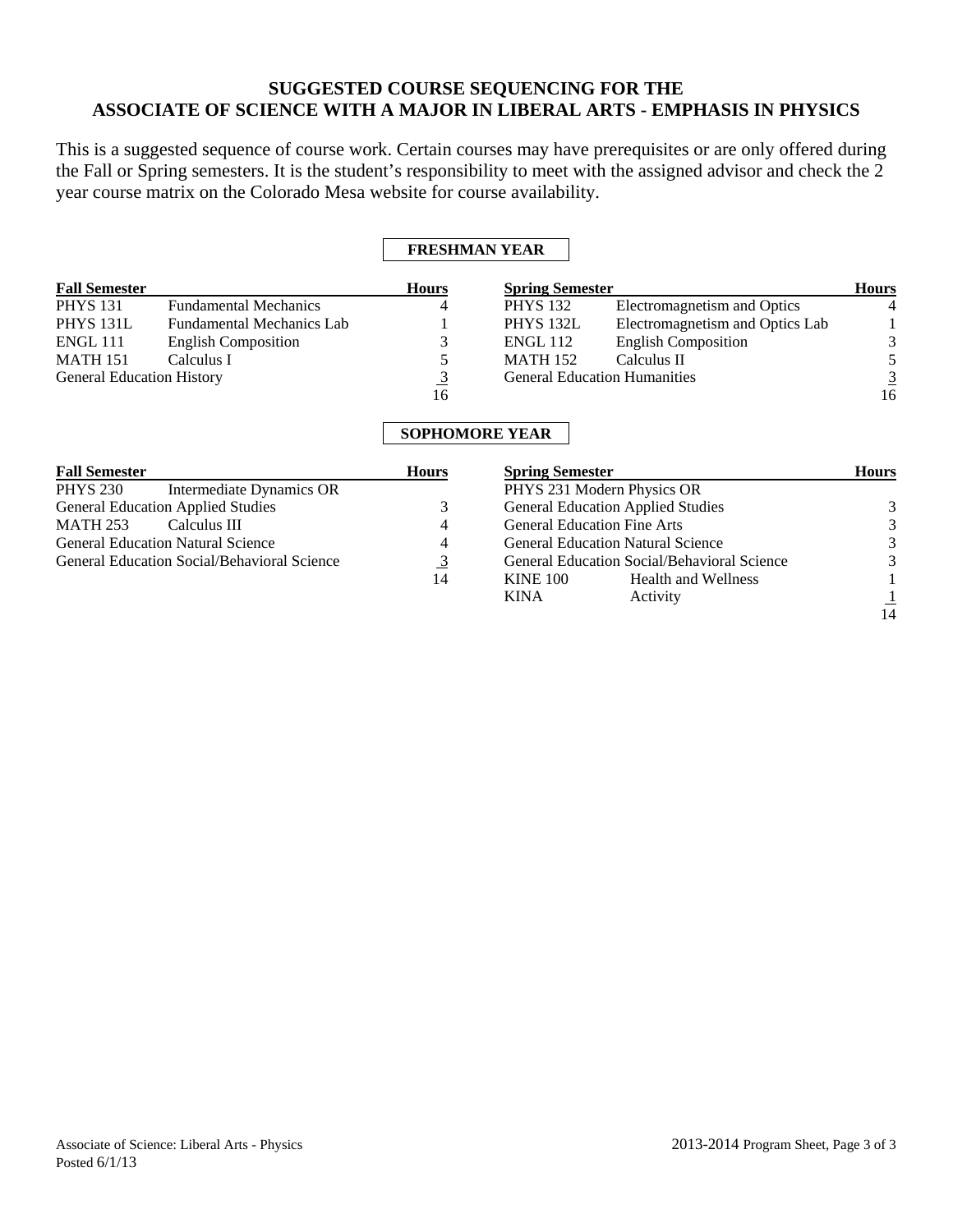## SUGGESTED COURSE SEQUENCING FOR THE ASSOCIATE OF SCIENCE WITH A MAJOR IN LIBERAL ARTS - EMPHASIS IN PHYSICS

This is a suggested sequence of course work. Certain courses may have prerequisites or are only offered during the Fall or Spring semesters. It is the student's responsibility to meet with the assigned advisor and check the 2 year course matrix on the Colorado Mesa website for course availability.

### FRESHMAN YEAR

| Fall Semester | | Hours | Spring Semester | | Hours |
|---|---|---|---|---|---|
| PHYS 131 | Fundamental Mechanics | 4 | PHYS 132 | Electromagnetism and Optics | 4 |
| PHYS 131L | Fundamental Mechanics Lab | 1 | PHYS 132L | Electromagnetism and Optics Lab | 1 |
| ENGL 111 | English Composition | 3 | ENGL 112 | English Composition | 3 |
| MATH 151 | Calculus I | 5 | MATH 152 | Calculus II | 5 |
| General Education History | | 3 | General Education Humanities | | 3 |
| | | 16 | | | 16 |

### SOPHOMORE YEAR

| Fall Semester | | Hours | Spring Semester | | Hours |
|---|---|---|---|---|---|
| PHYS 230 | Intermediate Dynamics OR | | PHYS 231 Modern Physics OR | | |
| General Education Applied Studies | | 3 | General Education Applied Studies | | 3 |
| MATH 253 | Calculus III | 4 | General Education Fine Arts | | 3 |
| General Education Natural Science | | 4 | General Education Natural Science | | 3 |
| General Education Social/Behavioral Science | | 3 | General Education Social/Behavioral Science | | 3 |
| | | 14 | KINE 100 | Health and Wellness | 1 |
| | | | KINA | Activity | 1 |
| | | | | | 14 |

Associate of Science: Liberal Arts - Physics
Posted 6/1/13